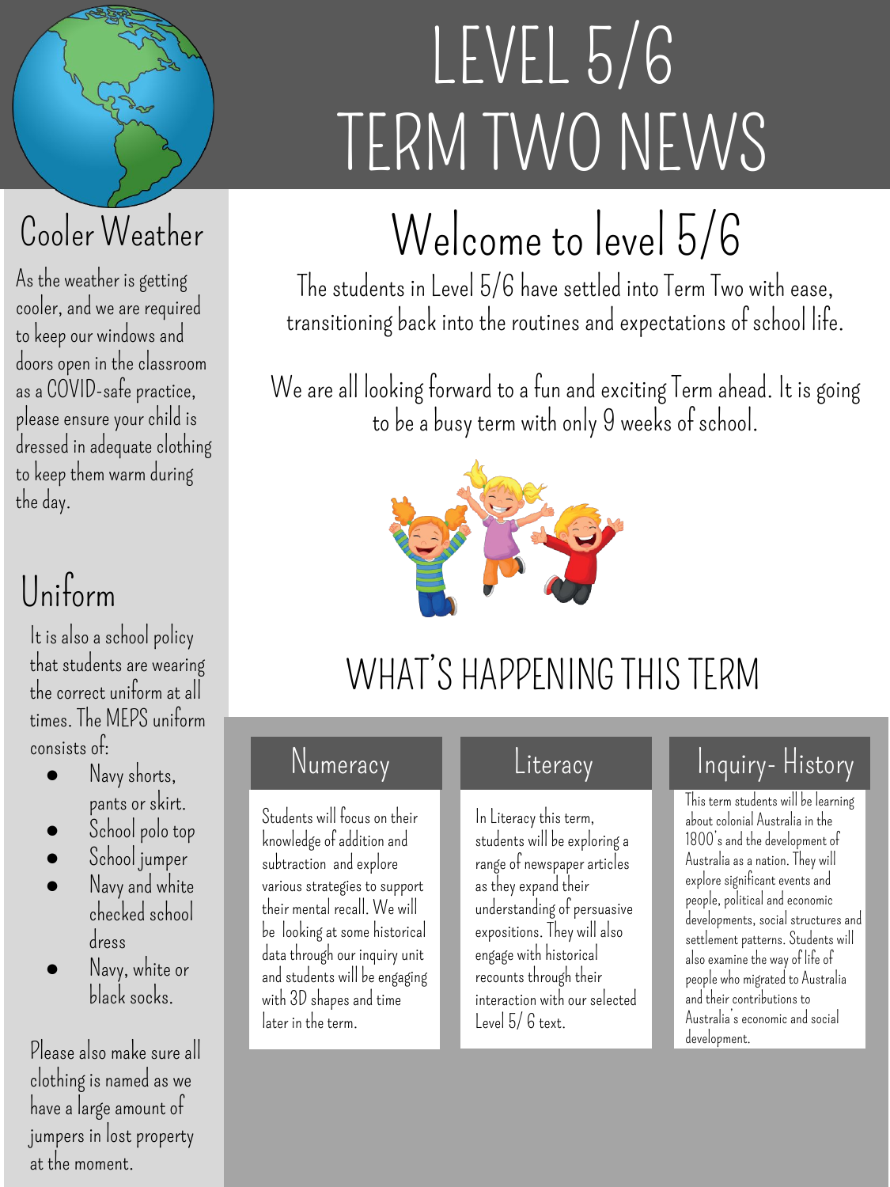# LEVEL 5/6 TERM TWO NEWS

## Welcome to level 5/6

The students in Level 5/6 have settled into Term Two with ease, transitioning back into the routines and expectations of school life.

We are all looking forward to a fun and exciting Term ahead. It is going to be a busy term with only 9 weeks of school.

## WHAT'S HAPPENING THIS TERM

### Numeracy

Students will focus on their knowledge of addition and subtraction and explore various strategies to support their mental recall. We will be looking at some historical data through our inquiry unit and students will be engaging with 3D shapes and time later in the term.

### Literacy

In Literacy this term, students will be exploring a range of newspaper articles as they expand their understanding of persuasive expositions. They will also engage with historical recounts through their interaction with our selected Level 5/ 6 text.

### Inquiry- History

This term students will be learning about colonial Australia in the 1800's and the development of Australia as a nation. They will explore significant events and people, political and economic developments, social structures and settlement patterns. Students will also examine the way of life of people who migrated to Australia and their contributions to Australia's economic and social development.

## Cooler Weather

As the weather is getting cooler, and we are required to keep our windows and doors open in the classroom as a COVID-safe practice, please ensure your child is dressed in adequate clothing to keep them warm during the day.

## Uniform

It is also a school policy that students are wearing the correct uniform at all times. The MEPS uniform consists of:

- Navy shorts, pants or skirt.
- School polo top
- School jumper
- Navy and white checked school dress
- Navy, white or black socks.

Please also make sure all clothing is named as we have a large amount of jumpers in lost property at the moment.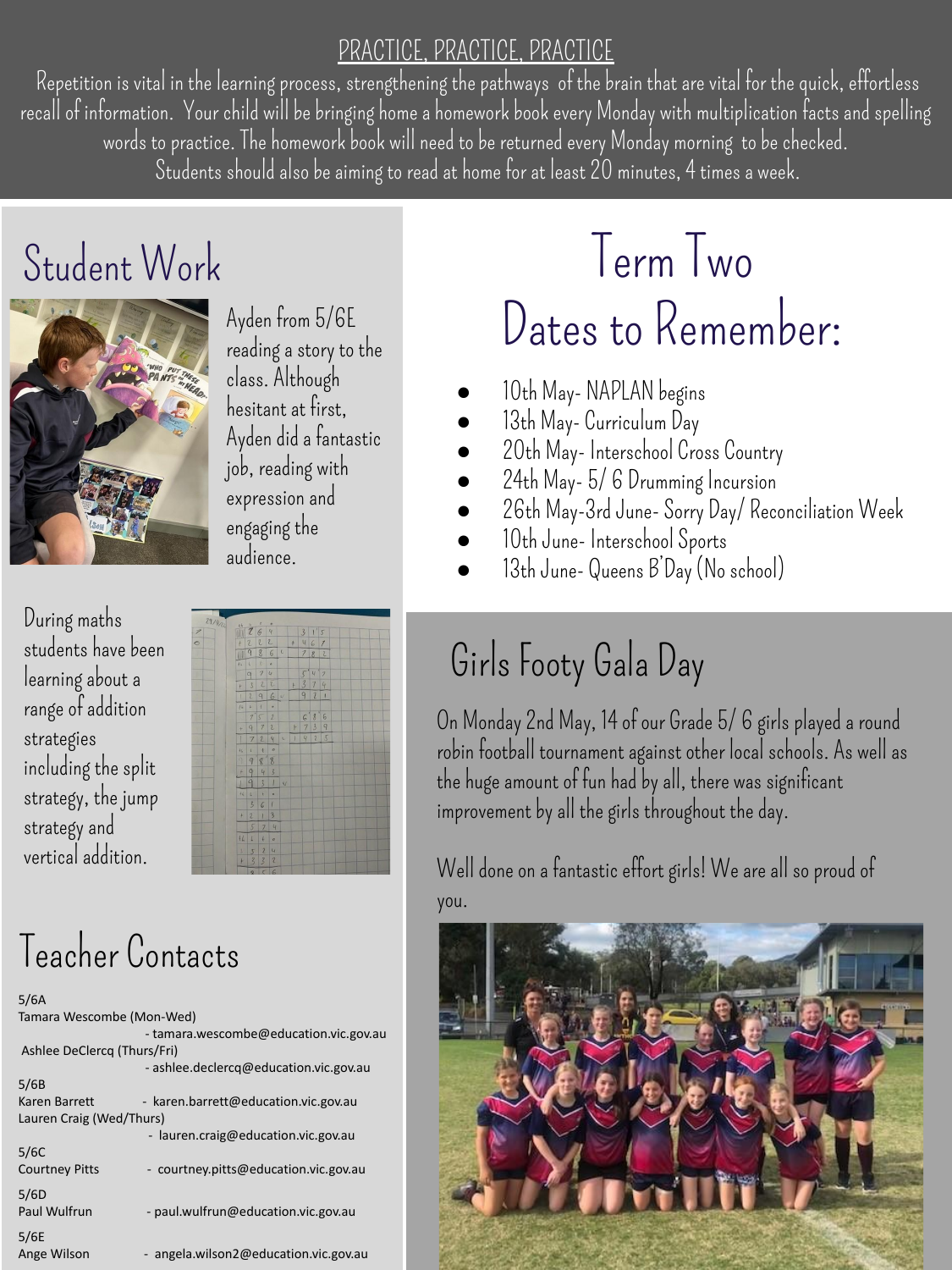## PRACTICE, PRACTICE, PRACTICE

Repetition is vital in the learning process, strengthening the pathways of the brain that are vital for the quick, effortless recall of information. Your child will be bringing home a homework book every Monday with multiplication facts and spelling words to practice. The homework book will need to be returned every Monday morning to be checked. Students should also be aiming to read at home for at least 20 minutes, 4 times a week.

# Student Work

Ayden from 5/6E reading a story to the class. Although hesitant at first, Ayden did a fantastic job, reading with expression and engaging the audience.

During maths students have been learning about a range of addition strategies including the split strategy, the jump strategy and vertical addition.

# Teacher Contacts

5/6A
Tamara Wescombe (Mon-Wed) - tamara.wescombe@education.vic.gov.au
Ashlee DeClercq (Thurs/Fri) - ashlee.declercq@education.vic.gov.au

5/6B
Karen Barrett - karen.barrett@education.vic.gov.au
Lauren Craig (Wed/Thurs) - lauren.craig@education.vic.gov.au

5/6C
Courtney Pitts - courtney.pitts@education.vic.gov.au

5/6D
Paul Wulfrun - paul.wulfrun@education.vic.gov.au

5/6E
Ange Wilson - angela.wilson2@education.vic.gov.au

# Term Two Dates to Remember:

- 10th May- NAPLAN begins
- 13th May- Curriculum Day
- 20th May- Interschool Cross Country
- 24th May- 5/ 6 Drumming Incursion
- 26th May-3rd June- Sorry Day/ Reconciliation Week
- 10th June- Interschool Sports
- 13th June- Queens B'Day (No school)

# Girls Footy Gala Day

On Monday 2nd May, 14 of our Grade 5/ 6 girls played a round robin football tournament against other local schools. As well as the huge amount of fun had by all, there was significant improvement by all the girls throughout the day.

Well done on a fantastic effort girls! We are all so proud of you.